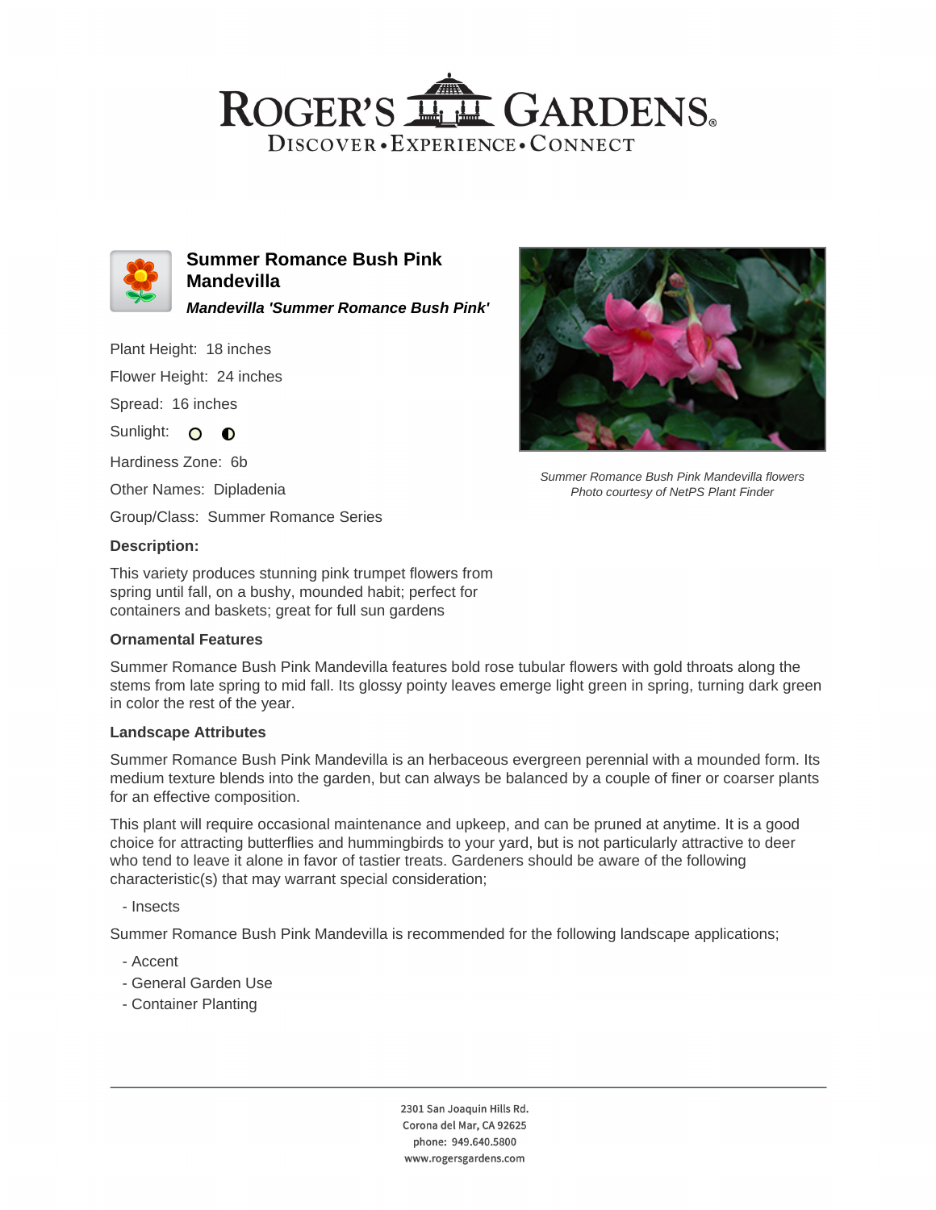# ROGER'S GARDENS

DISCOVER • EXPERIENCE • CONNECT

## Summer Romance Bush Pink Mandevilla

***Mandevilla 'Summer Romance Bush Pink'***

Plant Height: 18 inches

Flower Height: 24 inches

Spread: 16 inches

Sunlight:

Hardiness Zone: 6b

Other Names: Dipladenia

Group/Class: Summer Romance Series

*Summer Romance Bush Pink Mandevilla flowers*
*Photo courtesy of NetPS Plant Finder*

### Description:

This variety produces stunning pink trumpet flowers from spring until fall, on a bushy, mounded habit; perfect for containers and baskets; great for full sun gardens

### Ornamental Features

Summer Romance Bush Pink Mandevilla features bold rose tubular flowers with gold throats along the stems from late spring to mid fall. Its glossy pointy leaves emerge light green in spring, turning dark green in color the rest of the year.

### Landscape Attributes

Summer Romance Bush Pink Mandevilla is an herbaceous evergreen perennial with a mounded form. Its medium texture blends into the garden, but can always be balanced by a couple of finer or coarser plants for an effective composition.

This plant will require occasional maintenance and upkeep, and can be pruned at anytime. It is a good choice for attracting butterflies and hummingbirds to your yard, but is not particularly attractive to deer who tend to leave it alone in favor of tastier treats. Gardeners should be aware of the following characteristic(s) that may warrant special consideration;

- Insects

Summer Romance Bush Pink Mandevilla is recommended for the following landscape applications;

- Accent
- General Garden Use
- Container Planting

2301 San Joaquin Hills Rd.
Corona del Mar, CA 92625
phone: 949.640.5800
www.rogersgardens.com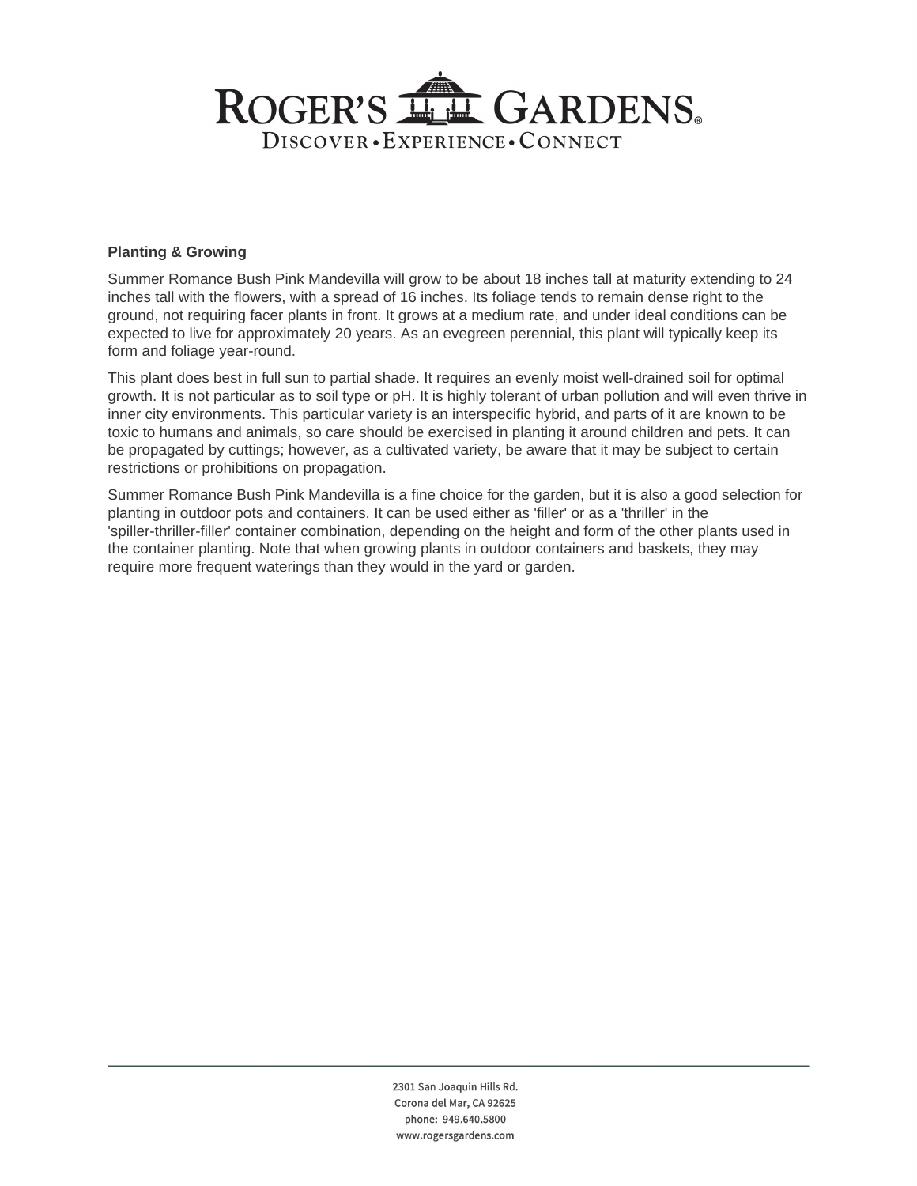### Planting & Growing

Summer Romance Bush Pink Mandevilla will grow to be about 18 inches tall at maturity extending to 24 inches tall with the flowers, with a spread of 16 inches. Its foliage tends to remain dense right to the ground, not requiring facer plants in front. It grows at a medium rate, and under ideal conditions can be expected to live for approximately 20 years. As an evegreen perennial, this plant will typically keep its form and foliage year-round.

This plant does best in full sun to partial shade. It requires an evenly moist well-drained soil for optimal growth. It is not particular as to soil type or pH. It is highly tolerant of urban pollution and will even thrive in inner city environments. This particular variety is an interspecific hybrid, and parts of it are known to be toxic to humans and animals, so care should be exercised in planting it around children and pets. It can be propagated by cuttings; however, as a cultivated variety, be aware that it may be subject to certain restrictions or prohibitions on propagation.

Summer Romance Bush Pink Mandevilla is a fine choice for the garden, but it is also a good selection for planting in outdoor pots and containers. It can be used either as 'filler' or as a 'thriller' in the 'spiller-thriller-filler' container combination, depending on the height and form of the other plants used in the container planting. Note that when growing plants in outdoor containers and baskets, they may require more frequent waterings than they would in the yard or garden.